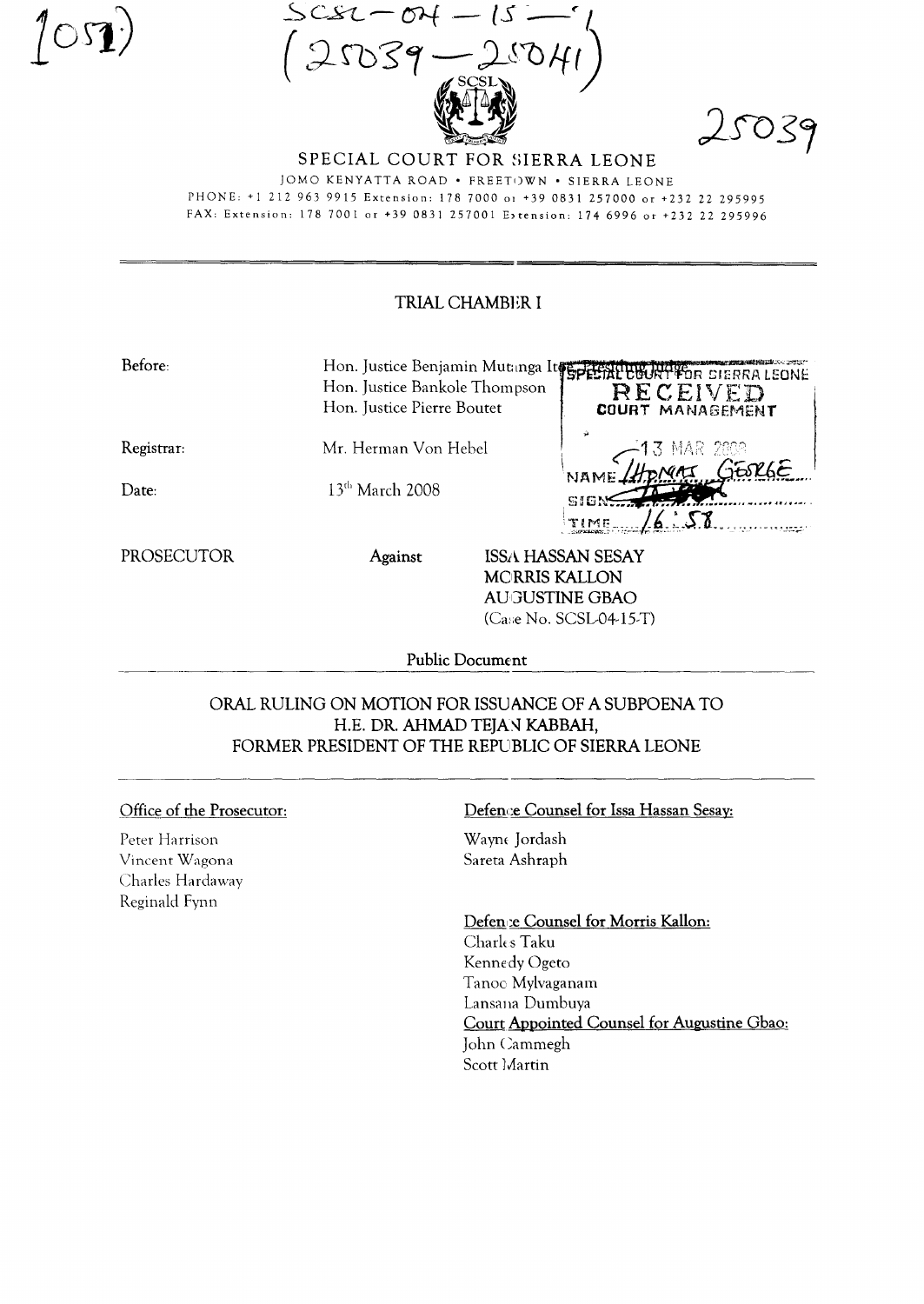1051)

SCSL-04-15-T
(25039-25041)

25039

SPECIAL COURT FOR SIERRA LEONE

JOMO KENYATTA ROAD • FREETOWN • SIERRA LEONE

PHONE: +1 212 963 9915 Extension: 178 7000 or +39 0831 257000 or +232 22 295995

FAX: Extension: 178 7001 or +39 0831 257001 Extension: 174 6996 or +232 22 295996

## TRIAL CHAMBER I

| | |
|---|---|
| Before: | Hon. Justice Benjamin Mutanga Itoe, Presiding Judge<br>Hon. Justice Bankole Thompson<br>Hon. Justice Pierre Boutet |
| Registrar: | Mr. Herman Von Hebel |
| Date: | 13th March 2008 |

SPECIAL COURT FOR SIERRA LEONE
RECEIVED
COURT MANAGEMENT
13 MAR 2008
NAME THOMAS GEORGE
SIGN
TIME 16:58

PROSECUTOR Against ISSA HASSAN SESAY
MORRIS KALLON
AUGUSTINE GBAO
(Case No. SCSL-04-15-T)

Public Document

## ORAL RULING ON MOTION FOR ISSUANCE OF A SUBPOENA TO H.E. DR. AHMAD TEJAN KABBAH, FORMER PRESIDENT OF THE REPUBLIC OF SIERRA LEONE

**Office of the Prosecutor:**

Peter Harrison
Vincent Wagona
Charles Hardaway
Reginald Fynn

**Defence Counsel for Issa Hassan Sesay:**

Wayne Jordash
Sareta Ashraph

**Defence Counsel for Morris Kallon:**

Charles Taku
Kennedy Ogeto
Tanoo Mylvaganam
Lansana Dumbuya

**Court Appointed Counsel for Augustine Gbao:**

John Cammegh
Scott Martin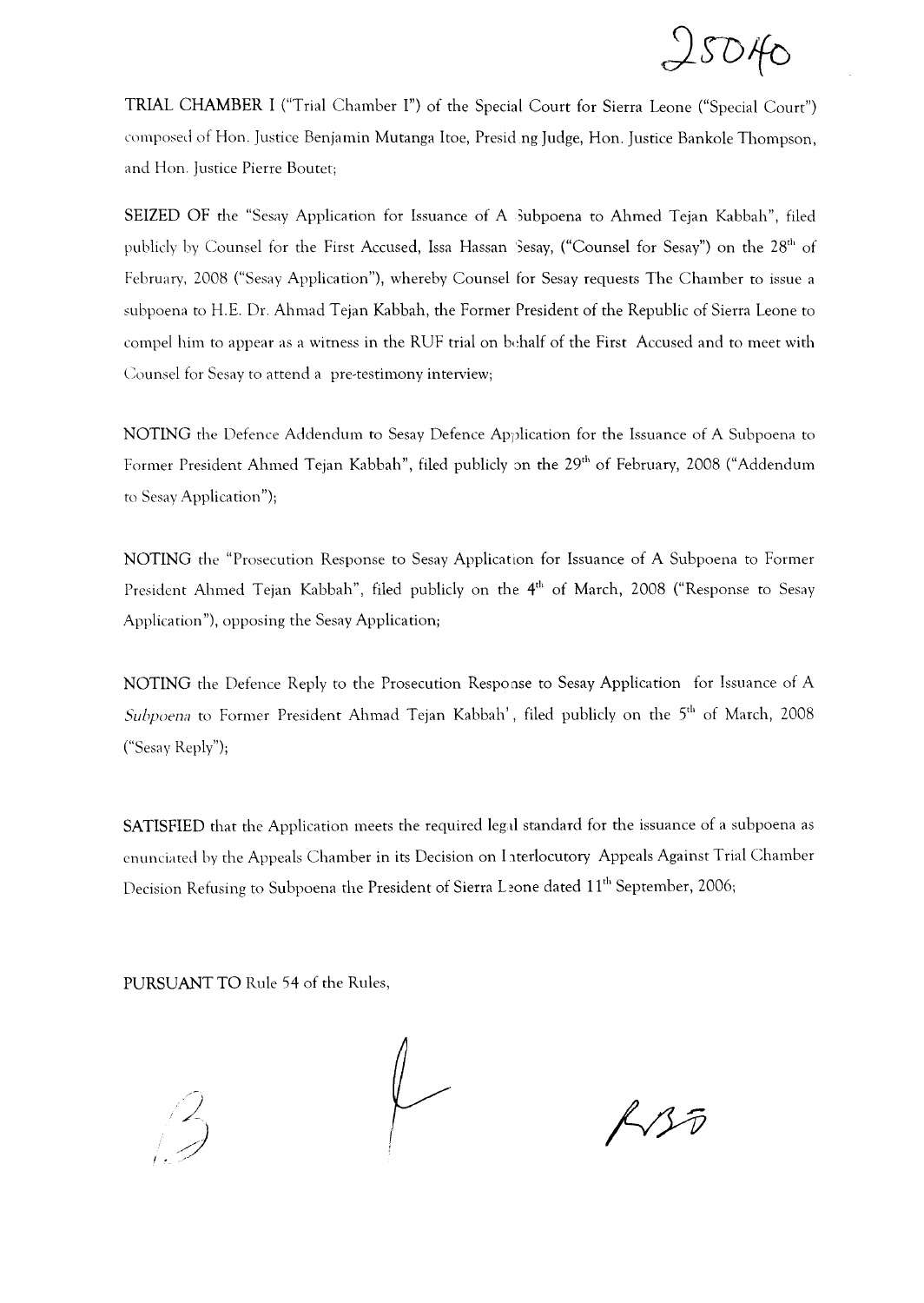**TRIAL CHAMBER I** ("Trial Chamber I") of the Special Court for Sierra Leone ("Special Court") composed of Hon. Justice Benjamin Mutanga Itoe, Presiding Judge, Hon. Justice Bankole Thompson, and Hon. Justice Pierre Boutet;

**SEIZED OF** the "Sesay Application for Issuance of A Subpoena to Ahmed Tejan Kabbah", filed publicly by Counsel for the First Accused, Issa Hassan Sesay, ("Counsel for Sesay") on the 28th of February, 2008 ("Sesay Application"), whereby Counsel for Sesay requests The Chamber to issue a subpoena to H.E. Dr. Ahmad Tejan Kabbah, the Former President of the Republic of Sierra Leone to compel him to appear as a witness in the RUF trial on behalf of the First Accused and to meet with Counsel for Sesay to attend a pre-testimony interview;

**NOTING** the Defence Addendum to Sesay Defence Application for the Issuance of A Subpoena to Former President Ahmed Tejan Kabbah", filed publicly on the 29th of February, 2008 ("Addendum to Sesay Application");

**NOTING** the "Prosecution Response to Sesay Application for Issuance of A Subpoena to Former President Ahmed Tejan Kabbah", filed publicly on the 4th of March, 2008 ("Response to Sesay Application"), opposing the Sesay Application;

**NOTING** the Defence Reply to the Prosecution Response to Sesay Application for Issuance of A *Subpoena* to Former President Ahmad Tejan Kabbah', filed publicly on the 5th of March, 2008 ("Sesay Reply");

**SATISFIED** that the Application meets the required legal standard for the issuance of a subpoena as enunciated by the Appeals Chamber in its Decision on Interlocutory Appeals Against Trial Chamber Decision Refusing to Subpoena the President of Sierra Leone dated 11th September, 2006;

**PURSUANT TO** Rule 54 of the Rules,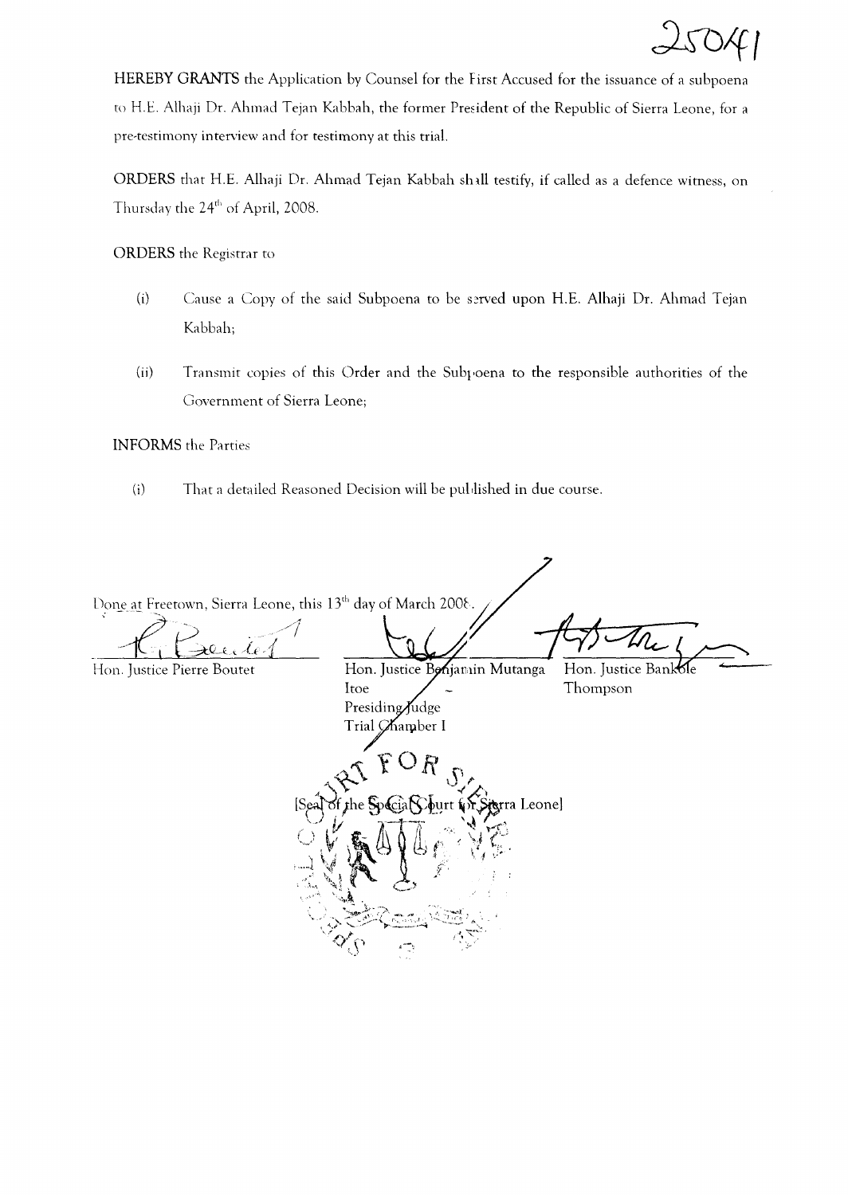**HEREBY GRANTS** the Application by Counsel for the First Accused for the issuance of a subpoena to H.E. Alhaji Dr. Ahmad Tejan Kabbah, the former President of the Republic of Sierra Leone, for a pre-testimony interview and for testimony at this trial.

**ORDERS** that H.E. Alhaji Dr. Ahmad Tejan Kabbah shall testify, if called as a defence witness, on Thursday the 24th of April, 2008.

**ORDERS** the Registrar to

(i) Cause a Copy of the said Subpoena to be served upon H.E. Alhaji Dr. Ahmad Tejan Kabbah;

(ii) Transmit copies of this Order and the Subpoena to the responsible authorities of the Government of Sierra Leone;

**INFORMS** the Parties

(i) That a detailed Reasoned Decision will be published in due course.

Done at Freetown, Sierra Leone, this 13th day of March 2008.

| | | |
|---|---|---|
| Hon. Justice Pierre Boutet | Hon. Justice Benjamin Mutanga Itoe<br>Presiding Judge<br>Trial Chamber I | Hon. Justice Bankole Thompson |

[Seal of the Special Court for Sierra Leone]